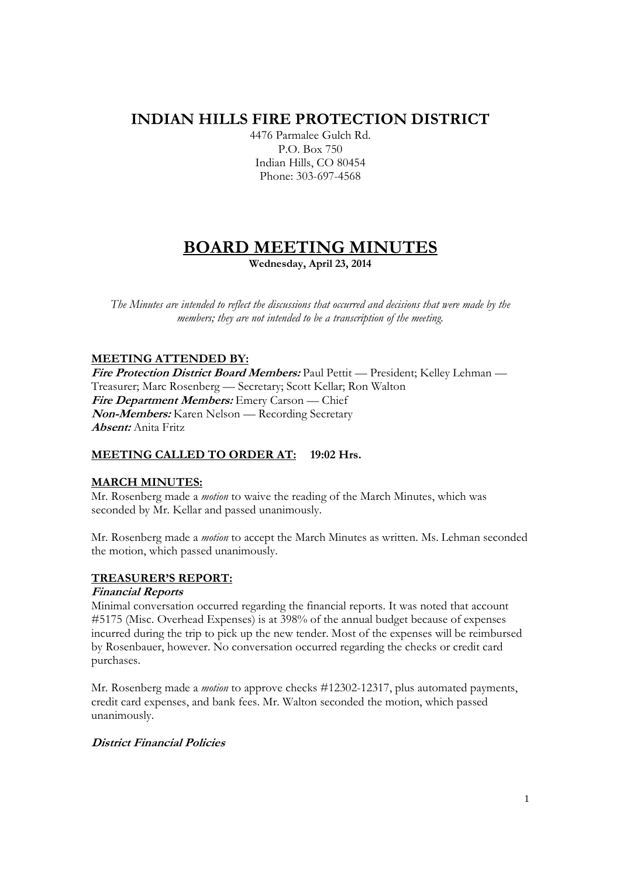# INDIAN HILLS FIRE PROTECTION DISTRICT

4476 Parmalee Gulch Rd.
P.O. Box 750
Indian Hills, CO 80454
Phone: 303-697-4568

# BOARD MEETING MINUTES

**Wednesday, April 23, 2014**

*The Minutes are intended to reflect the discussions that occurred and decisions that were made by the members; they are not intended to be a transcription of the meeting.*

## MEETING ATTENDED BY:

***Fire Protection District Board Members:*** Paul Pettit — President; Kelley Lehman — Treasurer; Marc Rosenberg — Secretary; Scott Kellar; Ron Walton
***Fire Department Members:*** Emery Carson — Chief
***Non-Members:*** Karen Nelson — Recording Secretary
***Absent:*** Anita Fritz

## MEETING CALLED TO ORDER AT: 19:02 Hrs.

## MARCH MINUTES:

Mr. Rosenberg made a *motion* to waive the reading of the March Minutes, which was seconded by Mr. Kellar and passed unanimously.

Mr. Rosenberg made a *motion* to accept the March Minutes as written. Ms. Lehman seconded the motion, which passed unanimously.

## TREASURER'S REPORT:

### *Financial Reports*

Minimal conversation occurred regarding the financial reports. It was noted that account #5175 (Misc. Overhead Expenses) is at 398% of the annual budget because of expenses incurred during the trip to pick up the new tender. Most of the expenses will be reimbursed by Rosenbauer, however. No conversation occurred regarding the checks or credit card purchases.

Mr. Rosenberg made a *motion* to approve checks #12302-12317, plus automated payments, credit card expenses, and bank fees. Mr. Walton seconded the motion, which passed unanimously.

### *District Financial Policies*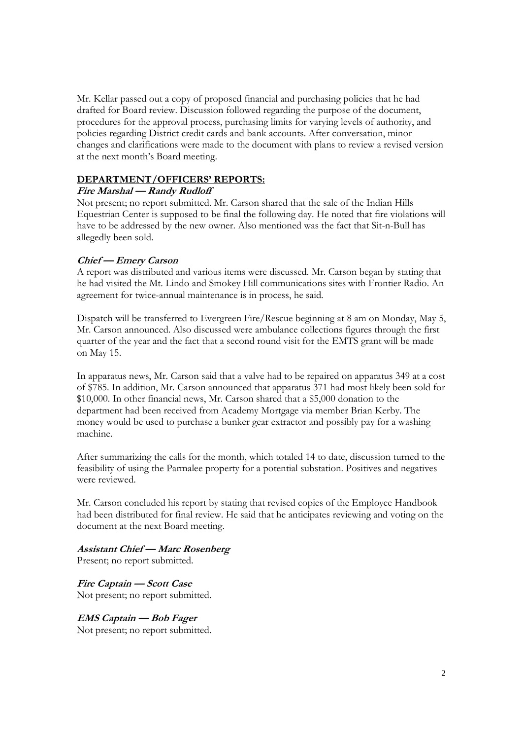Mr. Kellar passed out a copy of proposed financial and purchasing policies that he had drafted for Board review. Discussion followed regarding the purpose of the document, procedures for the approval process, purchasing limits for varying levels of authority, and policies regarding District credit cards and bank accounts. After conversation, minor changes and clarifications were made to the document with plans to review a revised version at the next month's Board meeting.

**DEPARTMENT/OFFICERS' REPORTS:**

***Fire Marshal — Randy Rudloff***

Not present; no report submitted. Mr. Carson shared that the sale of the Indian Hills Equestrian Center is supposed to be final the following day. He noted that fire violations will have to be addressed by the new owner. Also mentioned was the fact that Sit-n-Bull has allegedly been sold.

***Chief — Emery Carson***

A report was distributed and various items were discussed. Mr. Carson began by stating that he had visited the Mt. Lindo and Smokey Hill communications sites with Frontier Radio. An agreement for twice-annual maintenance is in process, he said.

Dispatch will be transferred to Evergreen Fire/Rescue beginning at 8 am on Monday, May 5, Mr. Carson announced. Also discussed were ambulance collections figures through the first quarter of the year and the fact that a second round visit for the EMTS grant will be made on May 15.

In apparatus news, Mr. Carson said that a valve had to be repaired on apparatus 349 at a cost of $785. In addition, Mr. Carson announced that apparatus 371 had most likely been sold for $10,000. In other financial news, Mr. Carson shared that a $5,000 donation to the department had been received from Academy Mortgage via member Brian Kerby. The money would be used to purchase a bunker gear extractor and possibly pay for a washing machine.

After summarizing the calls for the month, which totaled 14 to date, discussion turned to the feasibility of using the Parmalee property for a potential substation. Positives and negatives were reviewed.

Mr. Carson concluded his report by stating that revised copies of the Employee Handbook had been distributed for final review. He said that he anticipates reviewing and voting on the document at the next Board meeting.

***Assistant Chief — Marc Rosenberg***

Present; no report submitted.

***Fire Captain — Scott Case***

Not present; no report submitted.

***EMS Captain — Bob Fager***

Not present; no report submitted.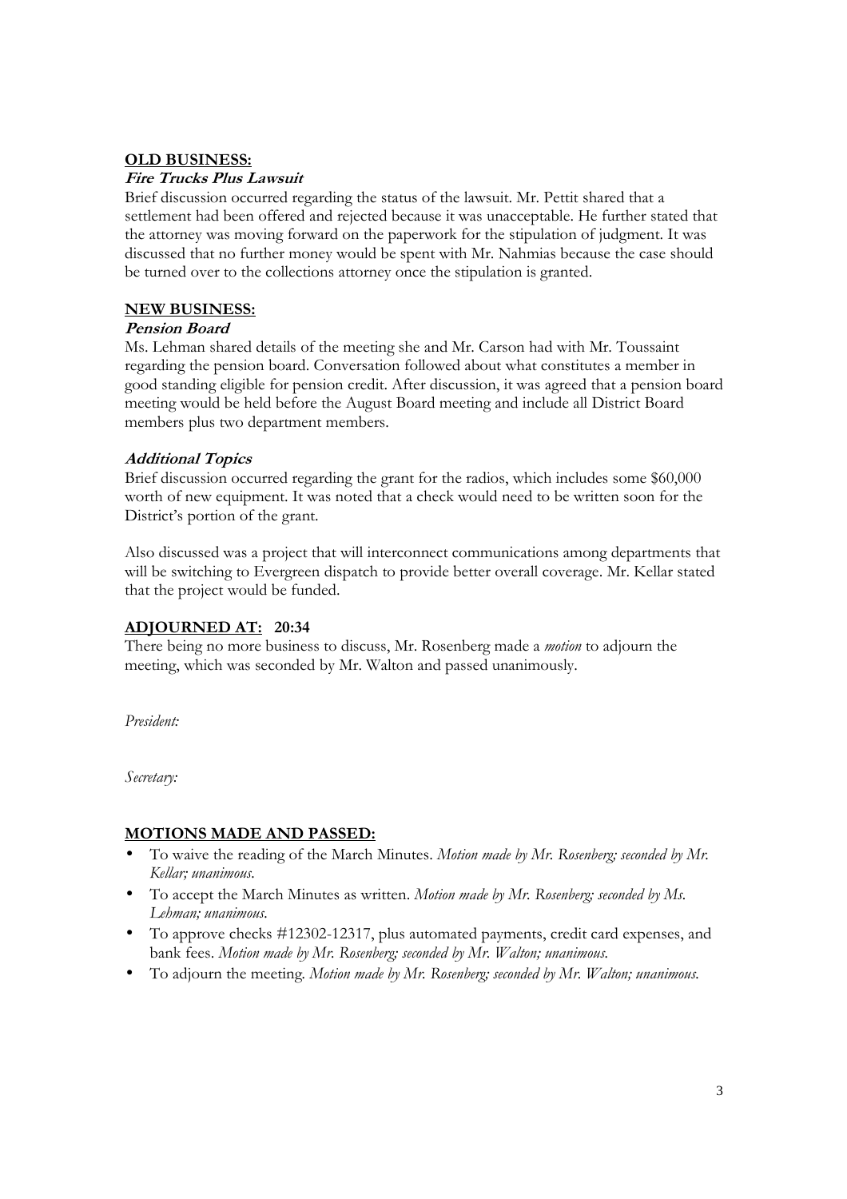## **OLD BUSINESS:**

### ***Fire Trucks Plus Lawsuit***

Brief discussion occurred regarding the status of the lawsuit. Mr. Pettit shared that a settlement had been offered and rejected because it was unacceptable. He further stated that the attorney was moving forward on the paperwork for the stipulation of judgment. It was discussed that no further money would be spent with Mr. Nahmias because the case should be turned over to the collections attorney once the stipulation is granted.

## **NEW BUSINESS:**

### ***Pension Board***

Ms. Lehman shared details of the meeting she and Mr. Carson had with Mr. Toussaint regarding the pension board. Conversation followed about what constitutes a member in good standing eligible for pension credit. After discussion, it was agreed that a pension board meeting would be held before the August Board meeting and include all District Board members plus two department members.

### ***Additional Topics***

Brief discussion occurred regarding the grant for the radios, which includes some $60,000 worth of new equipment. It was noted that a check would need to be written soon for the District's portion of the grant.

Also discussed was a project that will interconnect communications among departments that will be switching to Evergreen dispatch to provide better overall coverage. Mr. Kellar stated that the project would be funded.

## **ADJOURNED AT: 20:34**

There being no more business to discuss, Mr. Rosenberg made a *motion* to adjourn the meeting, which was seconded by Mr. Walton and passed unanimously.

*President:*

*Secretary:*

## **MOTIONS MADE AND PASSED:**

- To waive the reading of the March Minutes. *Motion made by Mr. Rosenberg; seconded by Mr. Kellar; unanimous.*
- To accept the March Minutes as written. *Motion made by Mr. Rosenberg; seconded by Ms. Lehman; unanimous.*
- To approve checks #12302-12317, plus automated payments, credit card expenses, and bank fees. *Motion made by Mr. Rosenberg; seconded by Mr. Walton; unanimous.*
- To adjourn the meeting. *Motion made by Mr. Rosenberg; seconded by Mr. Walton; unanimous.*